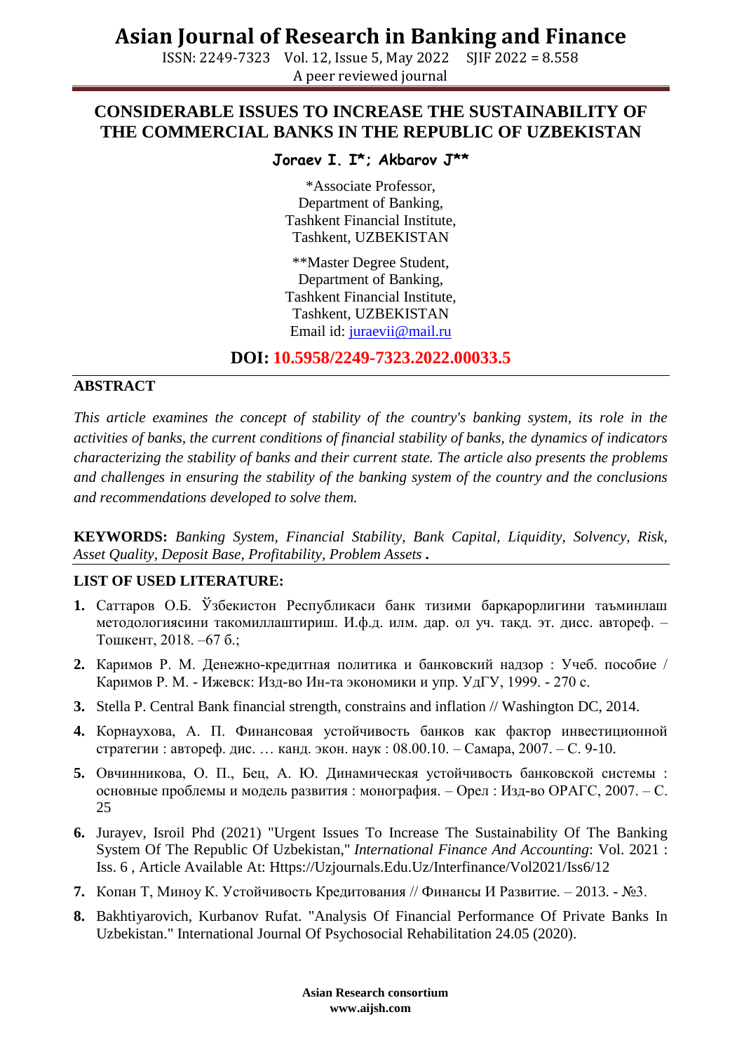# CONSIDERABLE ISSUES TO INCREASE THE SUSTAINABILITY OF THE COMMERCIAL BANKS IN THE REPUBLIC OF UZBEKISTAN

**Joraev I. I\*; Akbarov J\*\***

\*Associate Professor,
Department of Banking,
Tashkent Financial Institute,
Tashkent, UZBEKISTAN

\*\*Master Degree Student,
Department of Banking,
Tashkent Financial Institute,
Tashkent, UZBEKISTAN
Email id: juraevii@mail.ru

**DOI: 10.5958/2249-7323.2022.00033.5**

## ABSTRACT

*This article examines the concept of stability of the country's banking system, its role in the activities of banks, the current conditions of financial stability of banks, the dynamics of indicators characterizing the stability of banks and their current state. The article also presents the problems and challenges in ensuring the stability of the banking system of the country and the conclusions and recommendations developed to solve them.*

**KEYWORDS:** *Banking System, Financial Stability, Bank Capital, Liquidity, Solvency, Risk, Asset Quality, Deposit Base, Profitability, Problem Assets* **.**

## LIST OF USED LITERATURE:

1. Саттаров О.Б. Ўзбекистон Республикаси банк тизими барқарорлигини таъминлаш методологиясини такомиллаштириш. И.ф.д. илм. дар. ол уч. такд. эт. дисс. автореф. – Тошкент, 2018. –67 б.;
2. Каримов Р. М. Денежно-кредитная политика и банковский надзор : Учеб. пособие / Каримов Р. М. - Ижевск: Изд-во Ин-та экономики и упр. УдГУ, 1999. - 270 с.
3. Stella P. Central Bank financial strength, constrains and inflation // Washington DC, 2014.
4. Корнаухова, А. П. Финансовая устойчивость банков как фактор инвестиционной стратегии : автореф. дис. … канд. экон. наук : 08.00.10. – Самара, 2007. – С. 9-10.
5. Овчинникова, О. П., Бец, А. Ю. Динамическая устойчивость банковской системы : основные проблемы и модель развития : монография. – Орел : Изд-во ОРАГС, 2007. – С. 25
6. Jurayev, Isroil Phd (2021) "Urgent Issues To Increase The Sustainability Of The Banking System Of The Republic Of Uzbekistan," *International Finance And Accounting*: Vol. 2021 : Iss. 6 , Article Available At: Https://Uzjournals.Edu.Uz/Interfinance/Vol2021/Iss6/12
7. Копан Т, Миноу К. Устойчивость Кредитования // Финансы И Развитие. – 2013. - №3.
8. Bakhtiyarovich, Kurbanov Rufat. "Analysis Of Financial Performance Of Private Banks In Uzbekistan." International Journal Of Psychosocial Rehabilitation 24.05 (2020).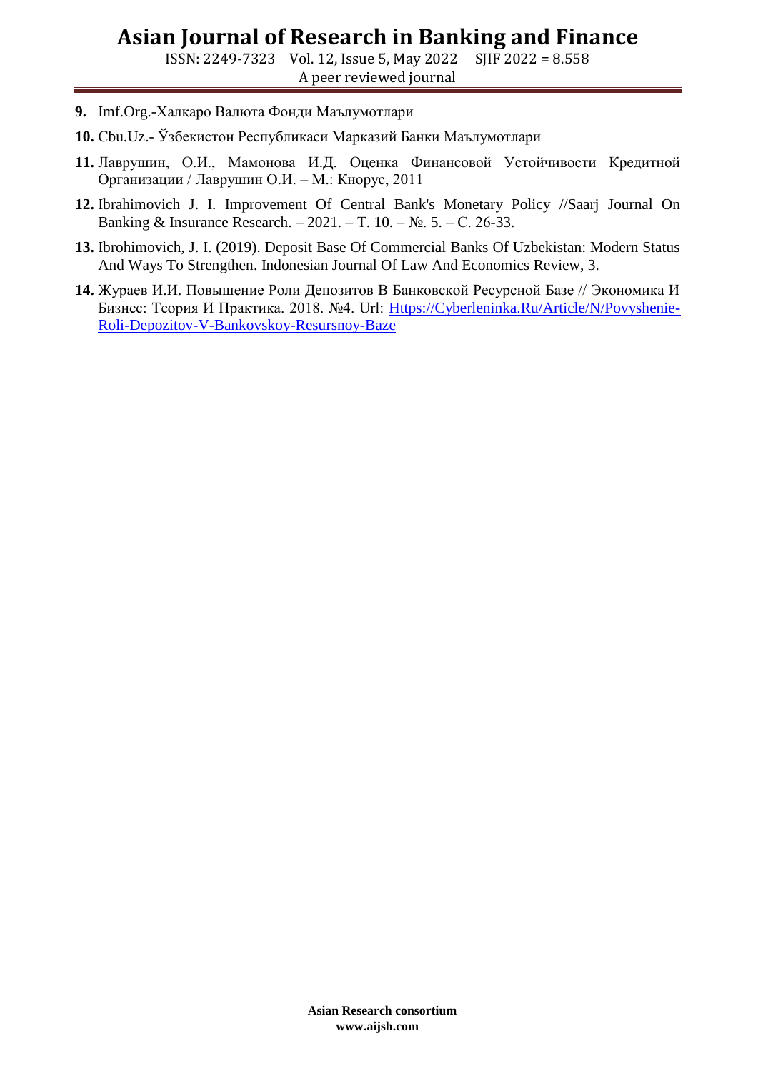9. Imf.Org.-Халқаро Валюта Фонди Маълумотлари
10. Cbu.Uz.- Ўзбекистон Республикаси Марказий Банки Маълумотлари
11. Лаврушин, О.И., Мамонова И.Д. Оценка Финансовой Устойчивости Кредитной Организации / Лаврушин О.И. – М.: Кнорус, 2011
12. Ibrahimovich J. I. Improvement Of Central Bank's Monetary Policy //Saarj Journal On Banking & Insurance Research. – 2021. – Т. 10. – №. 5. – С. 26-33.
13. Ibrohimovich, J. I. (2019). Deposit Base Of Commercial Banks Of Uzbekistan: Modern Status And Ways To Strengthen. Indonesian Journal Of Law And Economics Review, 3.
14. Жураев И.И. Повышение Роли Депозитов В Банковской Ресурсной Базе // Экономика И Бизнес: Теория И Практика. 2018. №4. Url: [Https://Cyberleninka.Ru/Article/N/Povyshenie-Roli-Depozitov-V-Bankovskoy-Resursnoy-Baze](Https://Cyberleninka.Ru/Article/N/Povyshenie-Roli-Depozitov-V-Bankovskoy-Resursnoy-Baze)